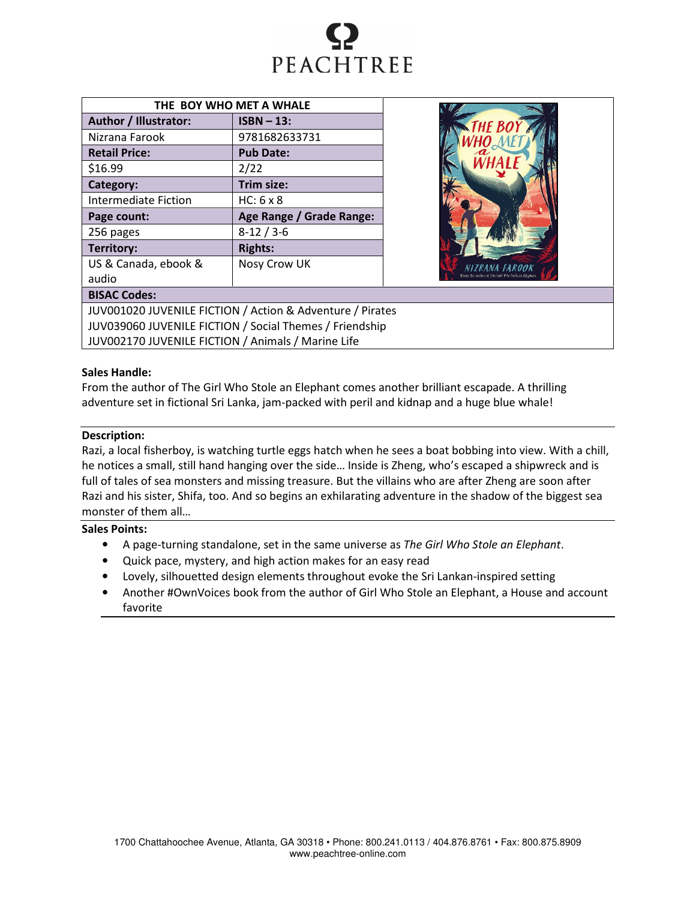PEACHTREE

| THE BOY WHO MET A WHALE | |
|---|---|
| **Author / Illustrator:** | **ISBN – 13:** |
| Nizrana Farook | 9781682633731 |
| **Retail Price:** | **Pub Date:** |
| $16.99 | 2/22 |
| **Category:** | **Trim size:** |
| Intermediate Fiction | HC: 6 x 8 |
| **Page count:** | **Age Range / Grade Range:** |
| 256 pages | 8-12 / 3-6 |
| **Territory:** | **Rights:** |
| US & Canada, ebook & audio | Nosy Crow UK |

**BISAC Codes:**

JUV001020 JUVENILE FICTION / Action & Adventure / Pirates
JUV039060 JUVENILE FICTION / Social Themes / Friendship
JUV002170 JUVENILE FICTION / Animals / Marine Life

**Sales Handle:**

From the author of The Girl Who Stole an Elephant comes another brilliant escapade. A thrilling adventure set in fictional Sri Lanka, jam-packed with peril and kidnap and a huge blue whale!

**Description:**

Razi, a local fisherboy, is watching turtle eggs hatch when he sees a boat bobbing into view. With a chill, he notices a small, still hand hanging over the side… Inside is Zheng, who's escaped a shipwreck and is full of tales of sea monsters and missing treasure. But the villains who are after Zheng are soon after Razi and his sister, Shifa, too. And so begins an exhilarating adventure in the shadow of the biggest sea monster of them all…

**Sales Points:**

- A page-turning standalone, set in the same universe as *The Girl Who Stole an Elephant*.
- Quick pace, mystery, and high action makes for an easy read
- Lovely, silhouetted design elements throughout evoke the Sri Lankan-inspired setting
- Another #OwnVoices book from the author of Girl Who Stole an Elephant, a House and account favorite

1700 Chattahoochee Avenue, Atlanta, GA 30318 • Phone: 800.241.0113 / 404.876.8761 • Fax: 800.875.8909
www.peachtree-online.com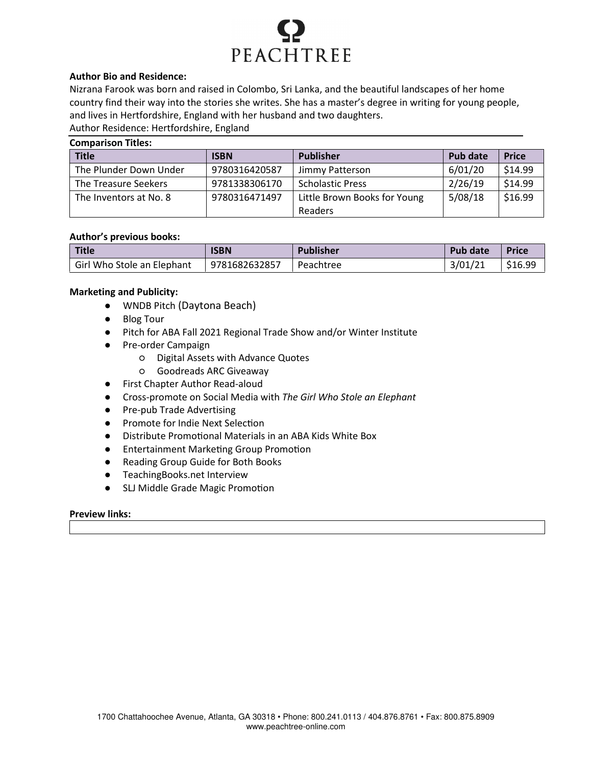**Author Bio and Residence:**

Nizrana Farook was born and raised in Colombo, Sri Lanka, and the beautiful landscapes of her home country find their way into the stories she writes. She has a master's degree in writing for young people, and lives in Hertfordshire, England with her husband and two daughters.

Author Residence: Hertfordshire, England

**Comparison Titles:**

| Title | ISBN | Publisher | Pub date | Price |
|---|---|---|---|---|
| The Plunder Down Under | 9780316420587 | Jimmy Patterson | 6/01/20 | $14.99 |
| The Treasure Seekers | 9781338306170 | Scholastic Press | 2/26/19 | $14.99 |
| The Inventors at No. 8 | 9780316471497 | Little Brown Books for Young Readers | 5/08/18 | $16.99 |

**Author's previous books:**

| Title | ISBN | Publisher | Pub date | Price |
|---|---|---|---|---|
| Girl Who Stole an Elephant | 9781682632857 | Peachtree | 3/01/21 | $16.99 |

**Marketing and Publicity:**

- WNDB Pitch (Daytona Beach)
- Blog Tour
- Pitch for ABA Fall 2021 Regional Trade Show and/or Winter Institute
- Pre-order Campaign
  - Digital Assets with Advance Quotes
  - Goodreads ARC Giveaway
- First Chapter Author Read-aloud
- Cross-promote on Social Media with *The Girl Who Stole an Elephant*
- Pre-pub Trade Advertising
- Promote for Indie Next Selection
- Distribute Promotional Materials in an ABA Kids White Box
- Entertainment Marketing Group Promotion
- Reading Group Guide for Both Books
- TeachingBooks.net Interview
- SLJ Middle Grade Magic Promotion

**Preview links:**